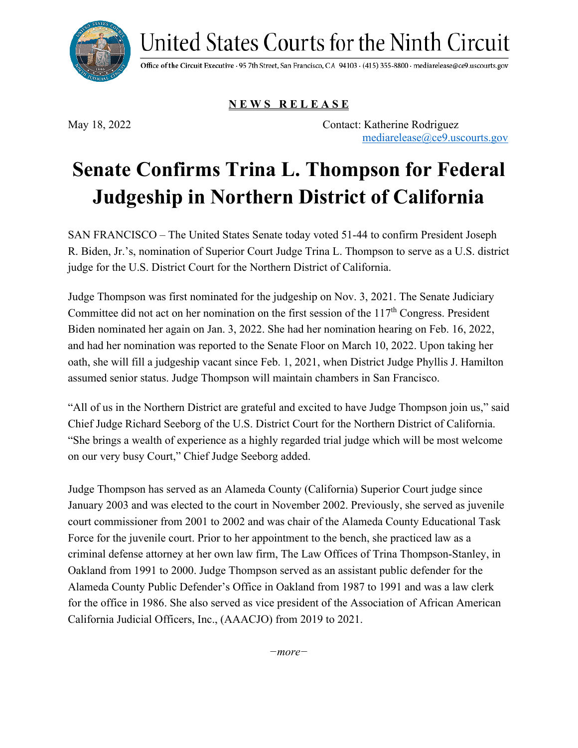United States Courts for the Ninth Circuit

Office of the Circuit Executive · 95 7th Street, San Francisco, CA 94103 · (415) 355-8800 · mediarelease@ce9.uscourts.gov

**NEWS RELEASE**

May 18, 2022

Contact: Katherine Rodriguez
mediarelease@ce9.uscourts.gov

# Senate Confirms Trina L. Thompson for Federal Judgeship in Northern District of California

SAN FRANCISCO – The United States Senate today voted 51-44 to confirm President Joseph R. Biden, Jr.'s, nomination of Superior Court Judge Trina L. Thompson to serve as a U.S. district judge for the U.S. District Court for the Northern District of California.

Judge Thompson was first nominated for the judgeship on Nov. 3, 2021. The Senate Judiciary Committee did not act on her nomination on the first session of the 117th Congress. President Biden nominated her again on Jan. 3, 2022. She had her nomination hearing on Feb. 16, 2022, and had her nomination was reported to the Senate Floor on March 10, 2022. Upon taking her oath, she will fill a judgeship vacant since Feb. 1, 2021, when District Judge Phyllis J. Hamilton assumed senior status. Judge Thompson will maintain chambers in San Francisco.

"All of us in the Northern District are grateful and excited to have Judge Thompson join us," said Chief Judge Richard Seeborg of the U.S. District Court for the Northern District of California. "She brings a wealth of experience as a highly regarded trial judge which will be most welcome on our very busy Court," Chief Judge Seeborg added.

Judge Thompson has served as an Alameda County (California) Superior Court judge since January 2003 and was elected to the court in November 2002. Previously, she served as juvenile court commissioner from 2001 to 2002 and was chair of the Alameda County Educational Task Force for the juvenile court. Prior to her appointment to the bench, she practiced law as a criminal defense attorney at her own law firm, The Law Offices of Trina Thompson-Stanley, in Oakland from 1991 to 2000. Judge Thompson served as an assistant public defender for the Alameda County Public Defender's Office in Oakland from 1987 to 1991 and was a law clerk for the office in 1986. She also served as vice president of the Association of African American California Judicial Officers, Inc., (AAACJO) from 2019 to 2021.

*−more−*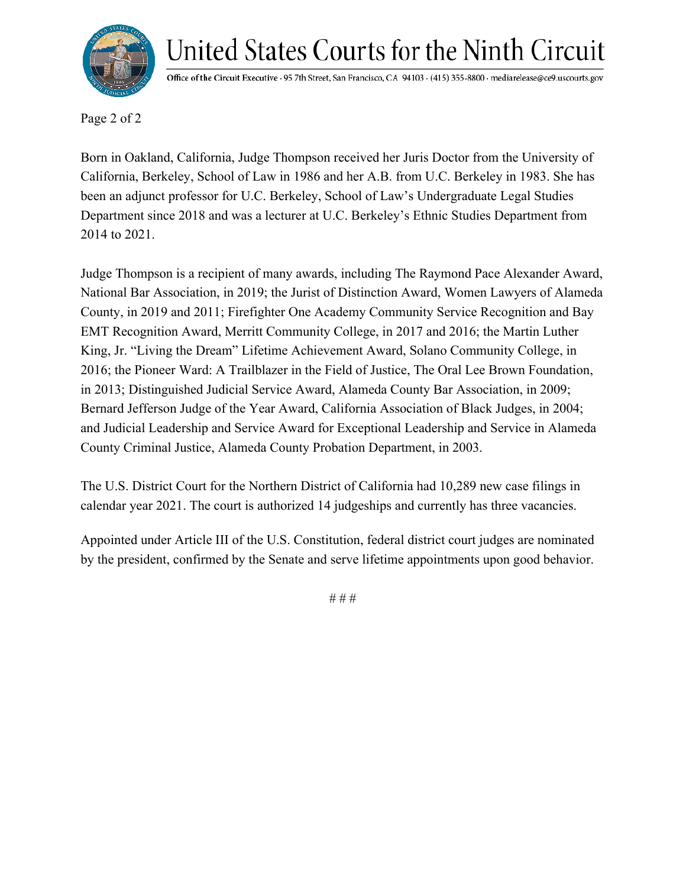Born in Oakland, California, Judge Thompson received her Juris Doctor from the University of California, Berkeley, School of Law in 1986 and her A.B. from U.C. Berkeley in 1983. She has been an adjunct professor for U.C. Berkeley, School of Law's Undergraduate Legal Studies Department since 2018 and was a lecturer at U.C. Berkeley's Ethnic Studies Department from 2014 to 2021.

Judge Thompson is a recipient of many awards, including The Raymond Pace Alexander Award, National Bar Association, in 2019; the Jurist of Distinction Award, Women Lawyers of Alameda County, in 2019 and 2011; Firefighter One Academy Community Service Recognition and Bay EMT Recognition Award, Merritt Community College, in 2017 and 2016; the Martin Luther King, Jr. "Living the Dream" Lifetime Achievement Award, Solano Community College, in 2016; the Pioneer Ward: A Trailblazer in the Field of Justice, The Oral Lee Brown Foundation, in 2013; Distinguished Judicial Service Award, Alameda County Bar Association, in 2009; Bernard Jefferson Judge of the Year Award, California Association of Black Judges, in 2004; and Judicial Leadership and Service Award for Exceptional Leadership and Service in Alameda County Criminal Justice, Alameda County Probation Department, in 2003.

The U.S. District Court for the Northern District of California had 10,289 new case filings in calendar year 2021. The court is authorized 14 judgeships and currently has three vacancies.

Appointed under Article III of the U.S. Constitution, federal district court judges are nominated by the president, confirmed by the Senate and serve lifetime appointments upon good behavior.

# # #